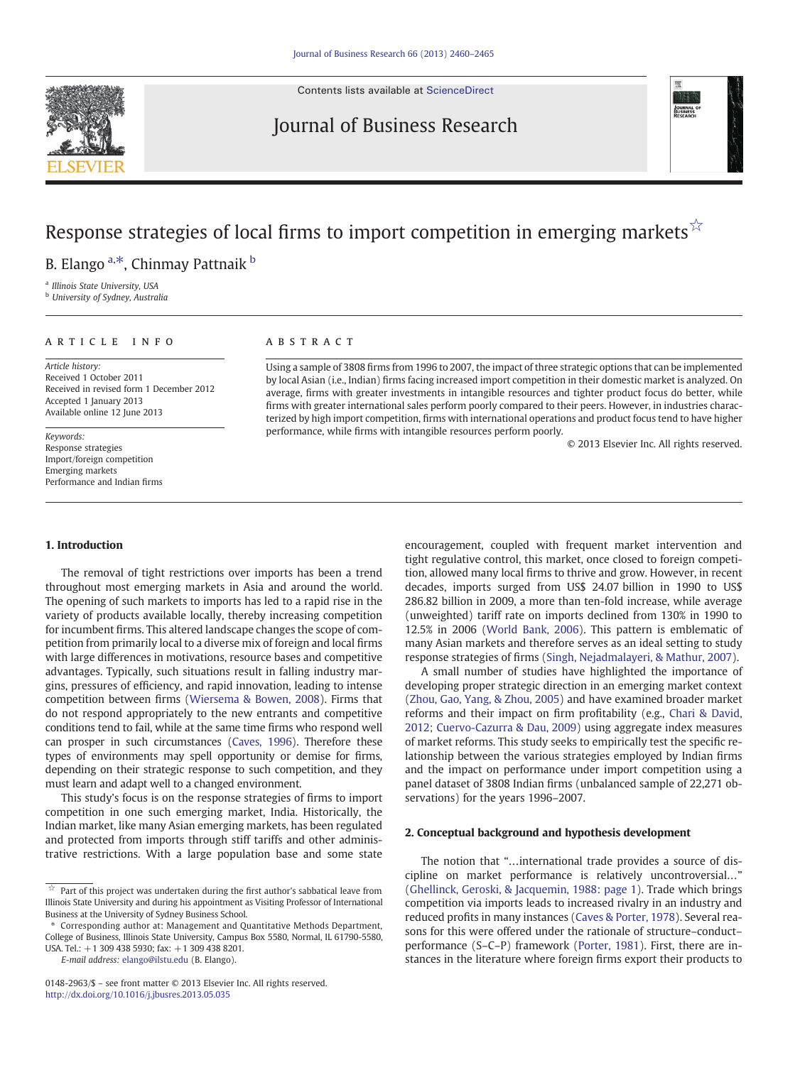# Response strategies of local firms to import competition in emerging markets☆

B. Elango [a,*], Chinmay Pattnaik [b]

[a] Illinois State University, USA
[b] University of Sydney, Australia

ARTICLE INFO

*Article history:*
Received 1 October 2011
Received in revised form 1 December 2012
Accepted 1 January 2013
Available online 12 June 2013

*Keywords:*
Response strategies
Import/foreign competition
Emerging markets
Performance and Indian firms

ABSTRACT

Using a sample of 3808 firms from 1996 to 2007, the impact of three strategic options that can be implemented by local Asian (i.e., Indian) firms facing increased import competition in their domestic market is analyzed. On average, firms with greater investments in intangible resources and tighter product focus do better, while firms with greater international sales perform poorly compared to their peers. However, in industries characterized by high import competition, firms with international operations and product focus tend to have higher performance, while firms with intangible resources perform poorly.

© 2013 Elsevier Inc. All rights reserved.

## 1. Introduction

The removal of tight restrictions over imports has been a trend throughout most emerging markets in Asia and around the world. The opening of such markets to imports has led to a rapid rise in the variety of products available locally, thereby increasing competition for incumbent firms. This altered landscape changes the scope of competition from primarily local to a diverse mix of foreign and local firms with large differences in motivations, resource bases and competitive advantages. Typically, such situations result in falling industry margins, pressures of efficiency, and rapid innovation, leading to intense competition between firms (Wiersema & Bowen, 2008). Firms that do not respond appropriately to the new entrants and competitive conditions tend to fail, while at the same time firms who respond well can prosper in such circumstances (Caves, 1996). Therefore these types of environments may spell opportunity or demise for firms, depending on their strategic response to such competition, and they must learn and adapt well to a changed environment.

This study's focus is on the response strategies of firms to import competition in one such emerging market, India. Historically, the Indian market, like many Asian emerging markets, has been regulated and protected from imports through stiff tariffs and other administrative restrictions. With a large population base and some state encouragement, coupled with frequent market intervention and tight regulative control, this market, once closed to foreign competition, allowed many local firms to thrive and grow. However, in recent decades, imports surged from US$ 24.07 billion in 1990 to US$ 286.82 billion in 2009, a more than ten-fold increase, while average (unweighted) tariff rate on imports declined from 130% in 1990 to 12.5% in 2006 (World Bank, 2006). This pattern is emblematic of many Asian markets and therefore serves as an ideal setting to study response strategies of firms (Singh, Nejadmalayeri, & Mathur, 2007).

A small number of studies have highlighted the importance of developing proper strategic direction in an emerging market context (Zhou, Gao, Yang, & Zhou, 2005) and have examined broader market reforms and their impact on firm profitability (e.g., Chari & David, 2012; Cuervo-Cazurra & Dau, 2009) using aggregate index measures of market reforms. This study seeks to empirically test the specific relationship between the various strategies employed by Indian firms and the impact on performance under import competition using a panel dataset of 3808 Indian firms (unbalanced sample of 22,271 observations) for the years 1996–2007.

## 2. Conceptual background and hypothesis development

The notion that "…international trade provides a source of discipline on market performance is relatively uncontroversial…" (Ghellinck, Geroski, & Jacquemin, 1988: page 1). Trade which brings competition via imports leads to increased rivalry in an industry and reduced profits in many instances (Caves & Porter, 1978). Several reasons for this were offered under the rationale of structure–conduct–performance (S–C–P) framework (Porter, 1981). First, there are instances in the literature where foreign firms export their products to

---

☆ Part of this project was undertaken during the first author's sabbatical leave from Illinois State University and during his appointment as Visiting Professor of International Business at the University of Sydney Business School.

\* Corresponding author at: Management and Quantitative Methods Department, College of Business, Illinois State University, Campus Box 5580, Normal, IL 61790-5580, USA. Tel.: +1 309 438 5930; fax: +1 309 438 8201.

*E-mail address:* elango@ilstu.edu (B. Elango).

0148-2963/$ – see front matter © 2013 Elsevier Inc. All rights reserved.
http://dx.doi.org/10.1016/j.jbusres.2013.05.035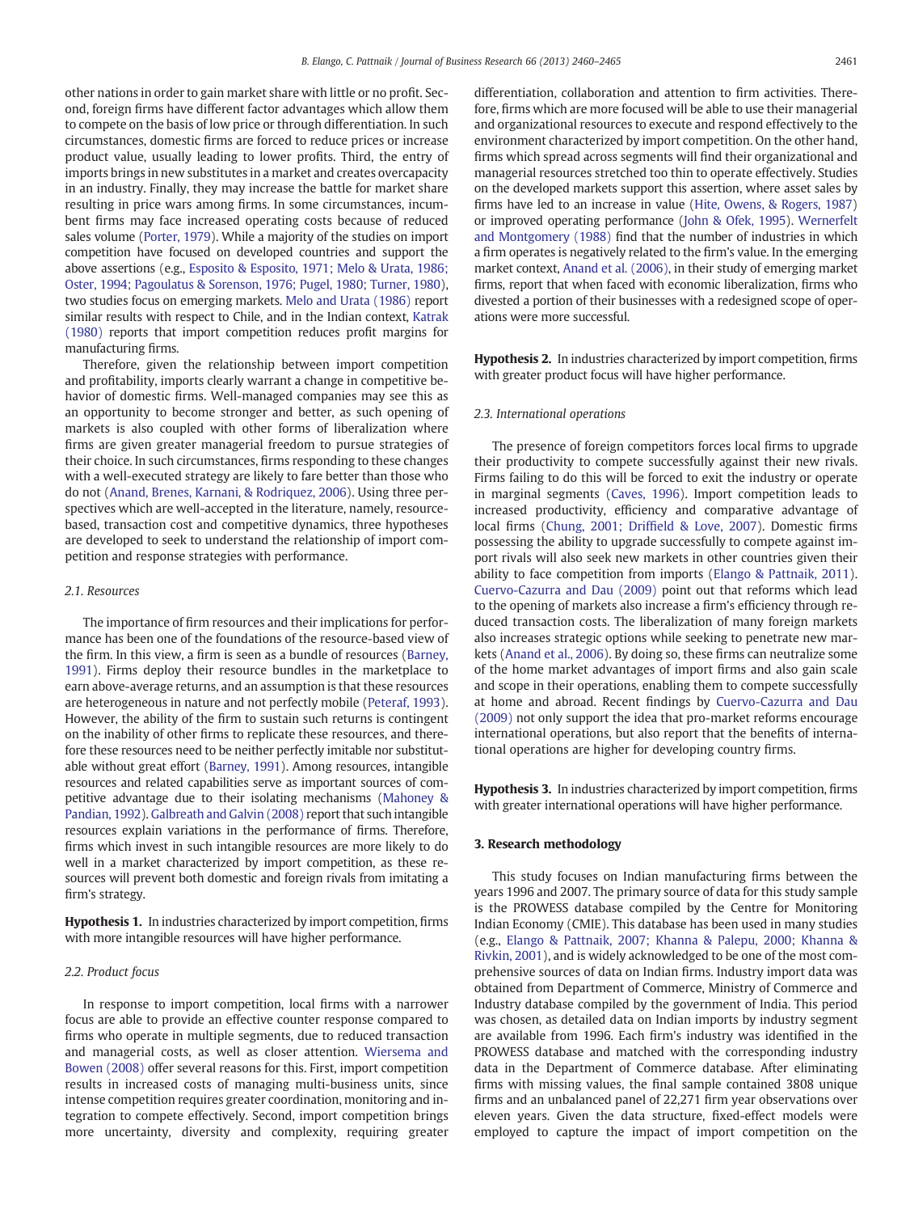other nations in order to gain market share with little or no profit. Second, foreign firms have different factor advantages which allow them to compete on the basis of low price or through differentiation. In such circumstances, domestic firms are forced to reduce prices or increase product value, usually leading to lower profits. Third, the entry of imports brings in new substitutes in a market and creates overcapacity in an industry. Finally, they may increase the battle for market share resulting in price wars among firms. In some circumstances, incumbent firms may face increased operating costs because of reduced sales volume (Porter, 1979). While a majority of the studies on import competition have focused on developed countries and support the above assertions (e.g., Esposito & Esposito, 1971; Melo & Urata, 1986; Oster, 1994; Pagoulatus & Sorenson, 1976; Pugel, 1980; Turner, 1980), two studies focus on emerging markets. Melo and Urata (1986) report similar results with respect to Chile, and in the Indian context, Katrak (1980) reports that import competition reduces profit margins for manufacturing firms.

Therefore, given the relationship between import competition and profitability, imports clearly warrant a change in competitive behavior of domestic firms. Well-managed companies may see this as an opportunity to become stronger and better, as such opening of markets is also coupled with other forms of liberalization where firms are given greater managerial freedom to pursue strategies of their choice. In such circumstances, firms responding to these changes with a well-executed strategy are likely to fare better than those who do not (Anand, Brenes, Karnani, & Rodriquez, 2006). Using three perspectives which are well-accepted in the literature, namely, resource-based, transaction cost and competitive dynamics, three hypotheses are developed to seek to understand the relationship of import competition and response strategies with performance.

### 2.1. Resources

The importance of firm resources and their implications for performance has been one of the foundations of the resource-based view of the firm. In this view, a firm is seen as a bundle of resources (Barney, 1991). Firms deploy their resource bundles in the marketplace to earn above-average returns, and an assumption is that these resources are heterogeneous in nature and not perfectly mobile (Peteraf, 1993). However, the ability of the firm to sustain such returns is contingent on the inability of other firms to replicate these resources, and therefore these resources need to be neither perfectly imitable nor substitutable without great effort (Barney, 1991). Among resources, intangible resources and related capabilities serve as important sources of competitive advantage due to their isolating mechanisms (Mahoney & Pandian, 1992). Galbreath and Galvin (2008) report that such intangible resources explain variations in the performance of firms. Therefore, firms which invest in such intangible resources are more likely to do well in a market characterized by import competition, as these resources will prevent both domestic and foreign rivals from imitating a firm's strategy.

**Hypothesis 1.** In industries characterized by import competition, firms with more intangible resources will have higher performance.

### 2.2. Product focus

In response to import competition, local firms with a narrower focus are able to provide an effective counter response compared to firms who operate in multiple segments, due to reduced transaction and managerial costs, as well as closer attention. Wiersema and Bowen (2008) offer several reasons for this. First, import competition results in increased costs of managing multi-business units, since intense competition requires greater coordination, monitoring and integration to compete effectively. Second, import competition brings more uncertainty, diversity and complexity, requiring greater differentiation, collaboration and attention to firm activities. Therefore, firms which are more focused will be able to use their managerial and organizational resources to execute and respond effectively to the environment characterized by import competition. On the other hand, firms which spread across segments will find their organizational and managerial resources stretched too thin to operate effectively. Studies on the developed markets support this assertion, where asset sales by firms have led to an increase in value (Hite, Owens, & Rogers, 1987) or improved operating performance (John & Ofek, 1995). Wernerfelt and Montgomery (1988) find that the number of industries in which a firm operates is negatively related to the firm's value. In the emerging market context, Anand et al. (2006), in their study of emerging market firms, report that when faced with economic liberalization, firms who divested a portion of their businesses with a redesigned scope of operations were more successful.

**Hypothesis 2.** In industries characterized by import competition, firms with greater product focus will have higher performance.

### 2.3. International operations

The presence of foreign competitors forces local firms to upgrade their productivity to compete successfully against their new rivals. Firms failing to do this will be forced to exit the industry or operate in marginal segments (Caves, 1996). Import competition leads to increased productivity, efficiency and comparative advantage of local firms (Chung, 2001; Driffield & Love, 2007). Domestic firms possessing the ability to upgrade successfully to compete against import rivals will also seek new markets in other countries given their ability to face competition from imports (Elango & Pattnaik, 2011). Cuervo-Cazurra and Dau (2009) point out that reforms which lead to the opening of markets also increase a firm's efficiency through reduced transaction costs. The liberalization of many foreign markets also increases strategic options while seeking to penetrate new markets (Anand et al., 2006). By doing so, these firms can neutralize some of the home market advantages of import firms and also gain scale and scope in their operations, enabling them to compete successfully at home and abroad. Recent findings by Cuervo-Cazurra and Dau (2009) not only support the idea that pro-market reforms encourage international operations, but also report that the benefits of international operations are higher for developing country firms.

**Hypothesis 3.** In industries characterized by import competition, firms with greater international operations will have higher performance.

## 3. Research methodology

This study focuses on Indian manufacturing firms between the years 1996 and 2007. The primary source of data for this study sample is the PROWESS database compiled by the Centre for Monitoring Indian Economy (CMIE). This database has been used in many studies (e.g., Elango & Pattnaik, 2007; Khanna & Palepu, 2000; Khanna & Rivkin, 2001), and is widely acknowledged to be one of the most comprehensive sources of data on Indian firms. Industry import data was obtained from Department of Commerce, Ministry of Commerce and Industry database compiled by the government of India. This period was chosen, as detailed data on Indian imports by industry segment are available from 1996. Each firm's industry was identified in the PROWESS database and matched with the corresponding industry data in the Department of Commerce database. After eliminating firms with missing values, the final sample contained 3808 unique firms and an unbalanced panel of 22,271 firm year observations over eleven years. Given the data structure, fixed-effect models were employed to capture the impact of import competition on the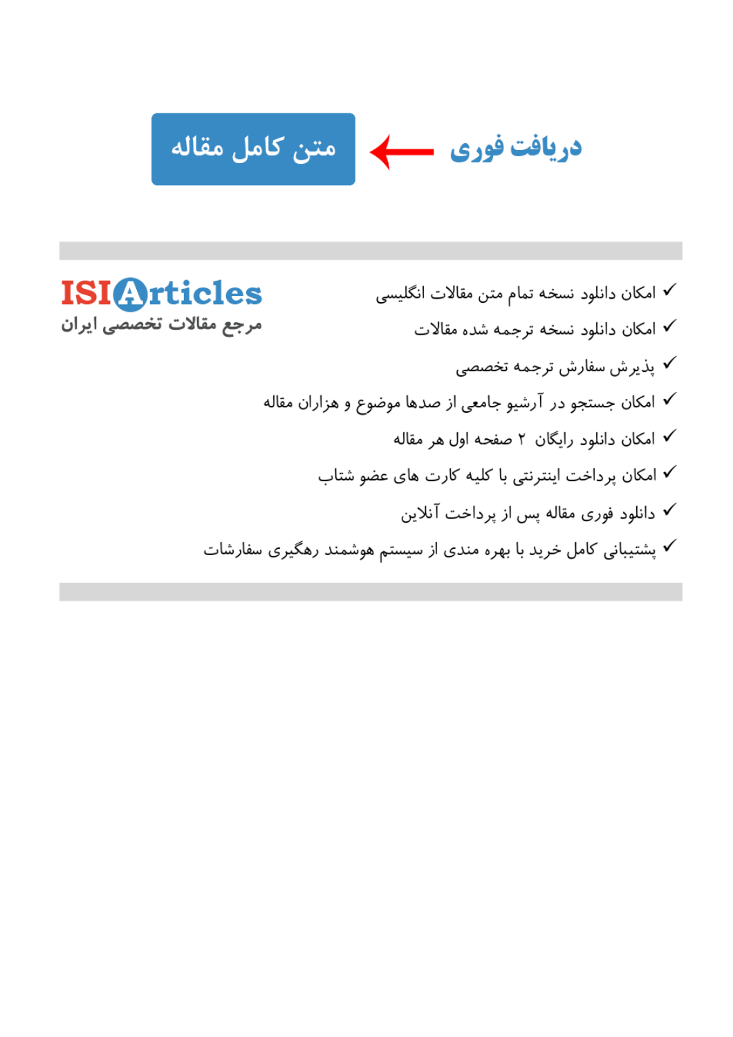دریافت فوری ← **متن کامل مقاله**

**ISIArticles**
مرجع مقالات تخصصی ایران

- ✓ امکان دانلود نسخه تمام متن مقالات انگلیسی
- ✓ امکان دانلود نسخه ترجمه شده مقالات
- ✓ پذیرش سفارش ترجمه تخصصی
- ✓ امکان جستجو در آرشیو جامعی از صدها موضوع و هزاران مقاله
- ✓ امکان دانلود رایگان ۲ صفحه اول هر مقاله
- ✓ امکان پرداخت اینترنتی با کلیه کارت های عضو شتاب
- ✓ دانلود فوری مقاله پس از پرداخت آنلاین
- ✓ پشتیبانی کامل خرید با بهره مندی از سیستم هوشمند رهگیری سفارشات